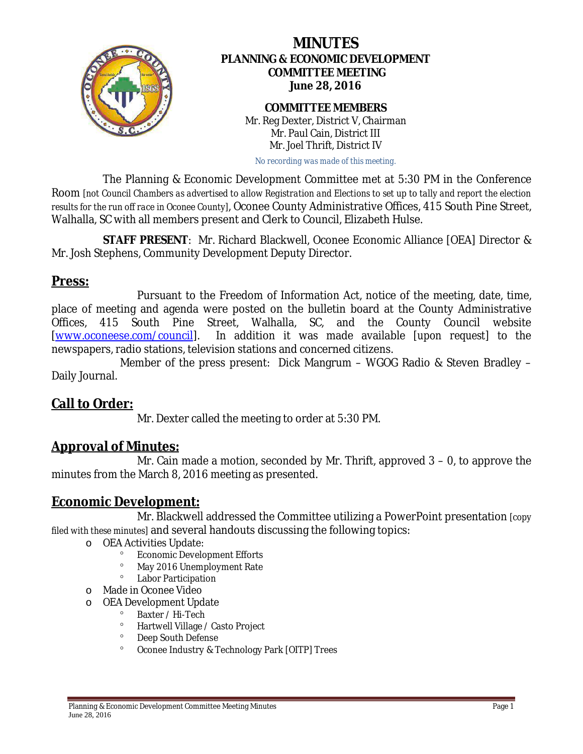# MINUTES

## PLANNING & ECONOMIC DEVELOPMENT COMMITTEE MEETING

## June 28, 2016

**COMMITTEE MEMBERS**

Mr. Reg Dexter, District V, Chairman
Mr. Paul Cain, District III
Mr. Joel Thrift, District IV

*No recording was made of this meeting.*

The Planning & Economic Development Committee met at 5:30 PM in the Conference Room [not Council Chambers as advertised to allow Registration and Elections to set up to tally and report the election results for the run off race in Oconee County], Oconee County Administrative Offices, 415 South Pine Street, Walhalla, SC with all members present and Clerk to Council, Elizabeth Hulse.

**STAFF PRESENT**: Mr. Richard Blackwell, Oconee Economic Alliance [OEA] Director & Mr. Josh Stephens, Community Development Deputy Director.

## Press:

Pursuant to the Freedom of Information Act, notice of the meeting, date, time, place of meeting and agenda were posted on the bulletin board at the County Administrative Offices, 415 South Pine Street, Walhalla, SC, and the County Council website [www.oconeese.com/council]. In addition it was made available [upon request] to the newspapers, radio stations, television stations and concerned citizens.

Member of the press present: Dick Mangrum – WGOG Radio & Steven Bradley – Daily Journal.

## Call to Order:

Mr. Dexter called the meeting to order at 5:30 PM.

## Approval of Minutes:

Mr. Cain made a motion, seconded by Mr. Thrift, approved 3 – 0, to approve the minutes from the March 8, 2016 meeting as presented.

## Economic Development:

Mr. Blackwell addressed the Committee utilizing a PowerPoint presentation [copy filed with these minutes] and several handouts discussing the following topics:

- OEA Activities Update:
  - Economic Development Efforts
  - May 2016 Unemployment Rate
  - Labor Participation
- Made in Oconee Video
- OEA Development Update
  - Baxter / Hi-Tech
  - Hartwell Village / Casto Project
  - Deep South Defense
  - Oconee Industry & Technology Park [OITP] Trees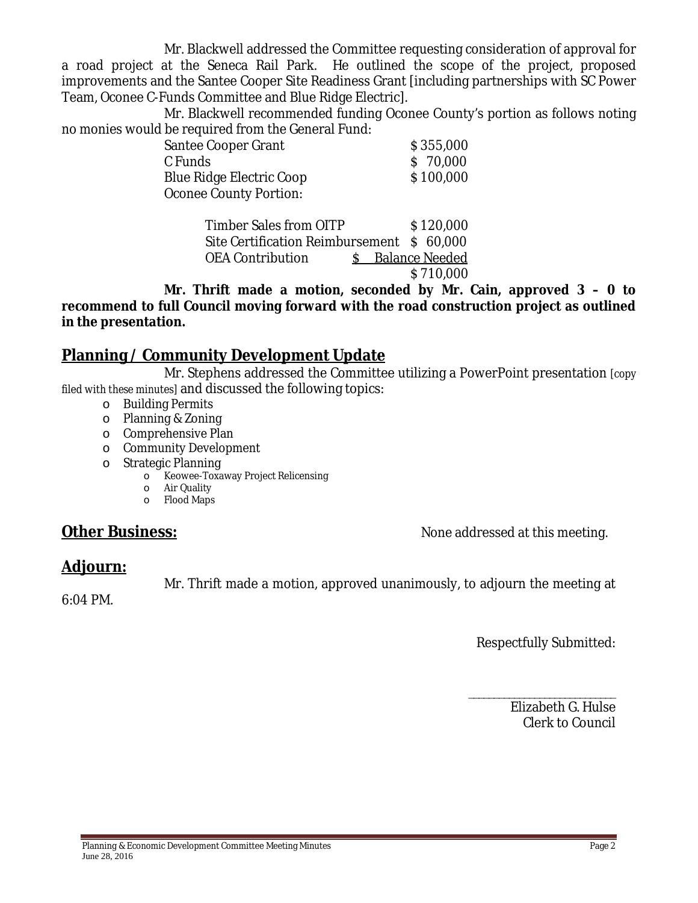Mr. Blackwell addressed the Committee requesting consideration of approval for a road project at the Seneca Rail Park. He outlined the scope of the project, proposed improvements and the Santee Cooper Site Readiness Grant [including partnerships with SC Power Team, Oconee C-Funds Committee and Blue Ridge Electric].

Mr. Blackwell recommended funding Oconee County's portion as follows noting no monies would be required from the General Fund:

| | |
|---|---|
| Santee Cooper Grant | $ 355,000 |
| C Funds | $ 70,000 |
| Blue Ridge Electric Coop | $ 100,000 |
| Oconee County Portion: | |
| Timber Sales from OITP | $ 120,000 |
| Site Certification Reimbursement | $ 60,000 |
| OEA Contribution | $ Balance Needed |
| | $ 710,000 |

**Mr. Thrift made a motion, seconded by Mr. Cain, approved 3 – 0 to recommend to full Council moving forward with the road construction project as outlined in the presentation.**

## Planning / Community Development Update

Mr. Stephens addressed the Committee utilizing a PowerPoint presentation [copy filed with these minutes] and discussed the following topics:

- Building Permits
- Planning & Zoning
- Comprehensive Plan
- Community Development
- Strategic Planning
  - Keowee-Toxaway Project Relicensing
  - Air Quality
  - Flood Maps

## Other Business:

None addressed at this meeting.

## Adjourn:

Mr. Thrift made a motion, approved unanimously, to adjourn the meeting at 6:04 PM.

Respectfully Submitted:

\_\_\_\_\_\_\_\_\_\_\_\_\_\_\_\_\_\_\_\_\_\_\_\_\_\_\_\_

Elizabeth G. Hulse
Clerk to Council